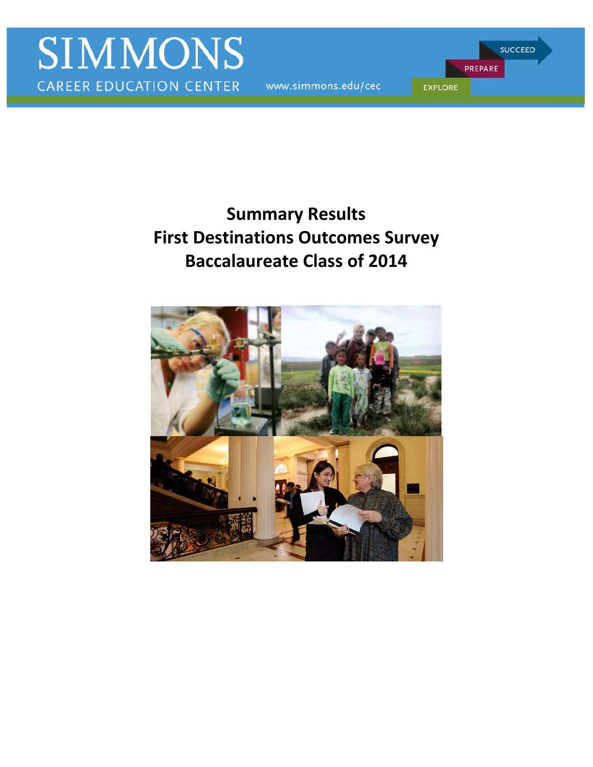SIMMONS

CAREER EDUCATION CENTER

www.simmons.edu/cec

SUCCEED

PREPARE

EXPLORE

# Summary Results
# First Destinations Outcomes Survey
# Baccalaureate Class of 2014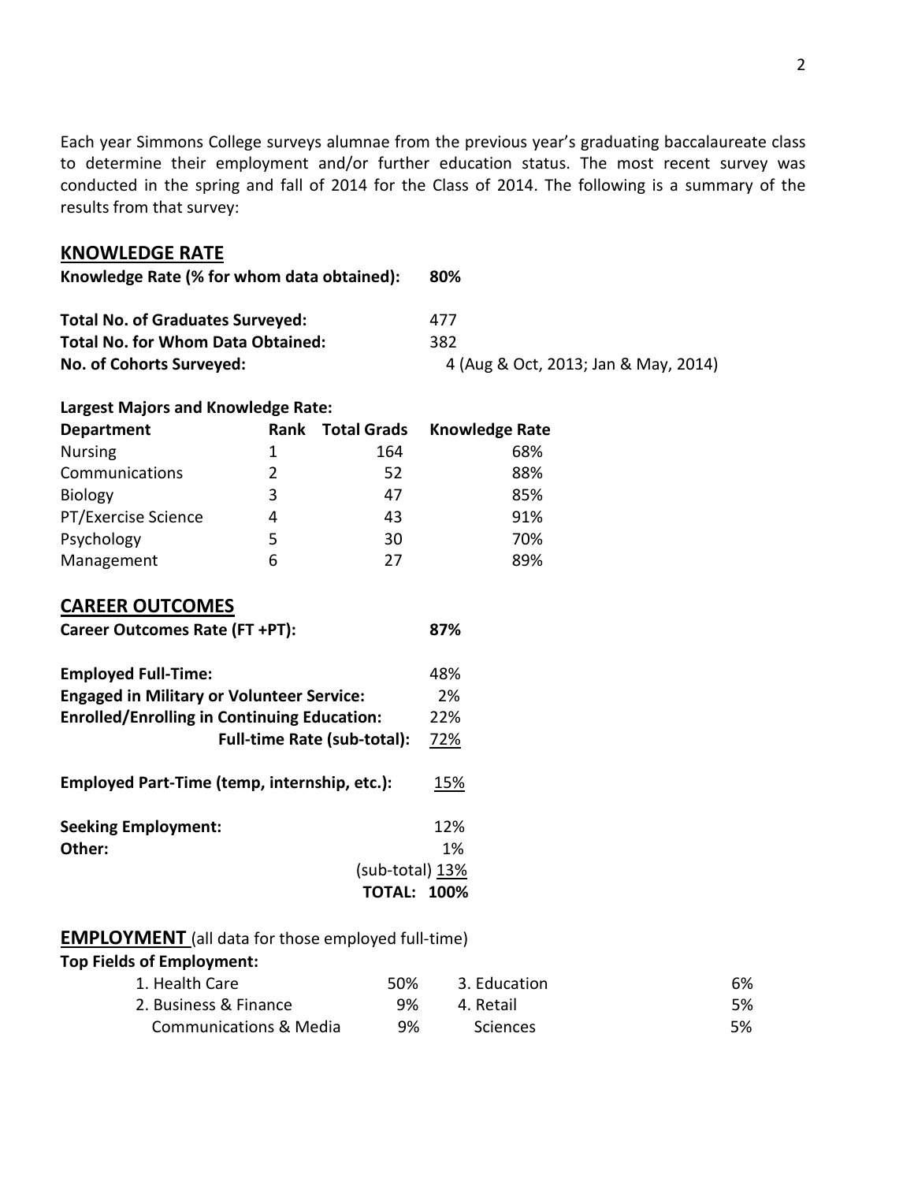Each year Simmons College surveys alumnae from the previous year's graduating baccalaureate class to determine their employment and/or further education status. The most recent survey was conducted in the spring and fall of 2014 for the Class of 2014. The following is a summary of the results from that survey:

## KNOWLEDGE RATE

**Knowledge Rate (% for whom data obtained):** **80%**

**Total No. of Graduates Surveyed:** 477
**Total No. for Whom Data Obtained:** 382
**No. of Cohorts Surveyed:** 4 (Aug & Oct, 2013; Jan & May, 2014)

**Largest Majors and Knowledge Rate:**

| Department | Rank | Total Grads | Knowledge Rate |
|---|---|---|---|
| Nursing | 1 | 164 | 68% |
| Communications | 2 | 52 | 88% |
| Biology | 3 | 47 | 85% |
| PT/Exercise Science | 4 | 43 | 91% |
| Psychology | 5 | 30 | 70% |
| Management | 6 | 27 | 89% |

## CAREER OUTCOMES

**Career Outcomes Rate (FT +PT):** **87%**

| | |
|---|---|
| **Employed Full-Time:** | 48% |
| **Engaged in Military or Volunteer Service:** | 2% |
| **Enrolled/Enrolling in Continuing Education:** | 22% |
| **Full-time Rate (sub-total):** | 72% |
| **Employed Part-Time (temp, internship, etc.):** | 15% |
| **Seeking Employment:** | 12% |
| **Other:** | 1% |
| (sub-total) | 13% |
| **TOTAL:** | **100%** |

## EMPLOYMENT (all data for those employed full-time)

**Top Fields of Employment:**

| Field | % | Field | % |
|---|---|---|---|
| 1. Health Care | 50% | 3. Education | 6% |
| 2. Business & Finance | 9% | 4. Retail | 5% |
| Communications & Media | 9% | Sciences | 5% |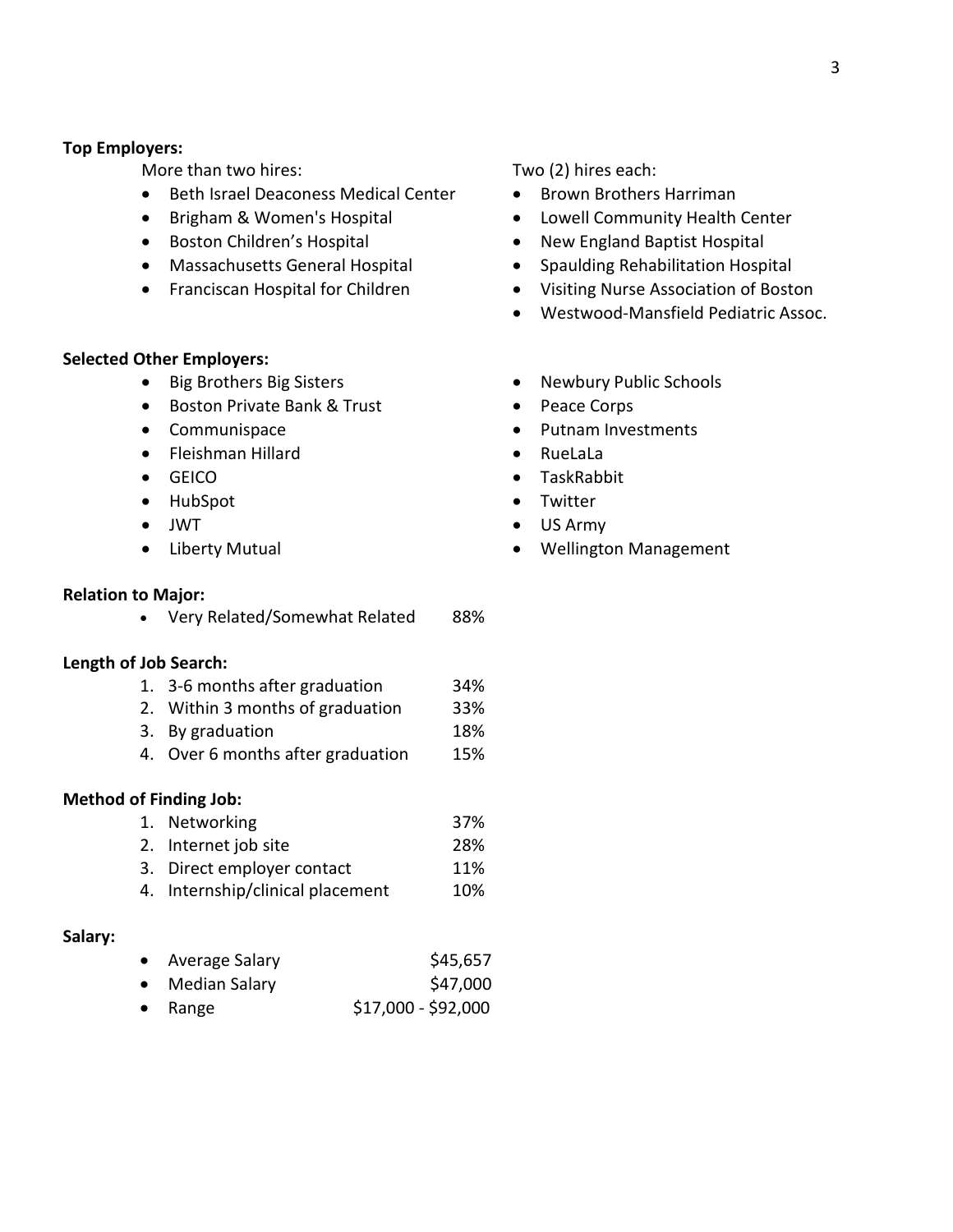**Top Employers:**

More than two hires:

- Beth Israel Deaconess Medical Center
- Brigham & Women's Hospital
- Boston Children's Hospital
- Massachusetts General Hospital
- Franciscan Hospital for Children

Two (2) hires each:

- Brown Brothers Harriman
- Lowell Community Health Center
- New England Baptist Hospital
- Spaulding Rehabilitation Hospital
- Visiting Nurse Association of Boston
- Westwood-Mansfield Pediatric Assoc.

**Selected Other Employers:**

- Big Brothers Big Sisters
- Boston Private Bank & Trust
- Communispace
- Fleishman Hillard
- GEICO
- HubSpot
- JWT
- Liberty Mutual
- Newbury Public Schools
- Peace Corps
- Putnam Investments
- RueLaLa
- TaskRabbit
- Twitter
- US Army
- Wellington Management

**Relation to Major:**

- Very Related/Somewhat Related 88%

**Length of Job Search:**

1. 3-6 months after graduation 34%
2. Within 3 months of graduation 33%
3. By graduation 18%
4. Over 6 months after graduation 15%

**Method of Finding Job:**

1. Networking 37%
2. Internet job site 28%
3. Direct employer contact 11%
4. Internship/clinical placement 10%

**Salary:**

- Average Salary $45,657
- Median Salary $47,000
- Range $17,000 - $92,000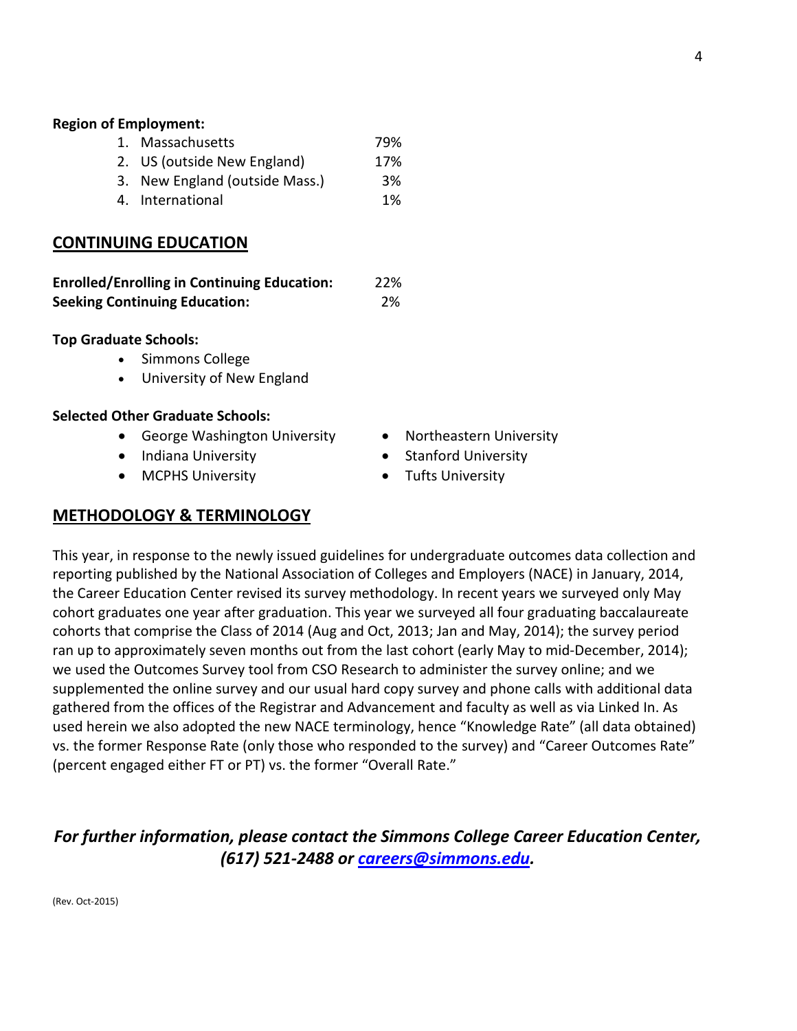**Region of Employment:**

1. Massachusetts 79%
2. US (outside New England) 17%
3. New England (outside Mass.) 3%
4. International 1%

## CONTINUING EDUCATION

**Enrolled/Enrolling in Continuing Education:** 22%
**Seeking Continuing Education:** 2%

**Top Graduate Schools:**

- Simmons College
- University of New England

**Selected Other Graduate Schools:**

- George Washington University
- Indiana University
- MCPHS University
- Northeastern University
- Stanford University
- Tufts University

## METHODOLOGY & TERMINOLOGY

This year, in response to the newly issued guidelines for undergraduate outcomes data collection and reporting published by the National Association of Colleges and Employers (NACE) in January, 2014, the Career Education Center revised its survey methodology. In recent years we surveyed only May cohort graduates one year after graduation. This year we surveyed all four graduating baccalaureate cohorts that comprise the Class of 2014 (Aug and Oct, 2013; Jan and May, 2014); the survey period ran up to approximately seven months out from the last cohort (early May to mid-December, 2014); we used the Outcomes Survey tool from CSO Research to administer the survey online; and we supplemented the online survey and our usual hard copy survey and phone calls with additional data gathered from the offices of the Registrar and Advancement and faculty as well as via Linked In. As used herein we also adopted the new NACE terminology, hence "Knowledge Rate" (all data obtained) vs. the former Response Rate (only those who responded to the survey) and "Career Outcomes Rate" (percent engaged either FT or PT) vs. the former "Overall Rate."

***For further information, please contact the Simmons College Career Education Center, (617) 521-2488 or [careers@simmons.edu](mailto:careers@simmons.edu).***

(Rev. Oct-2015)